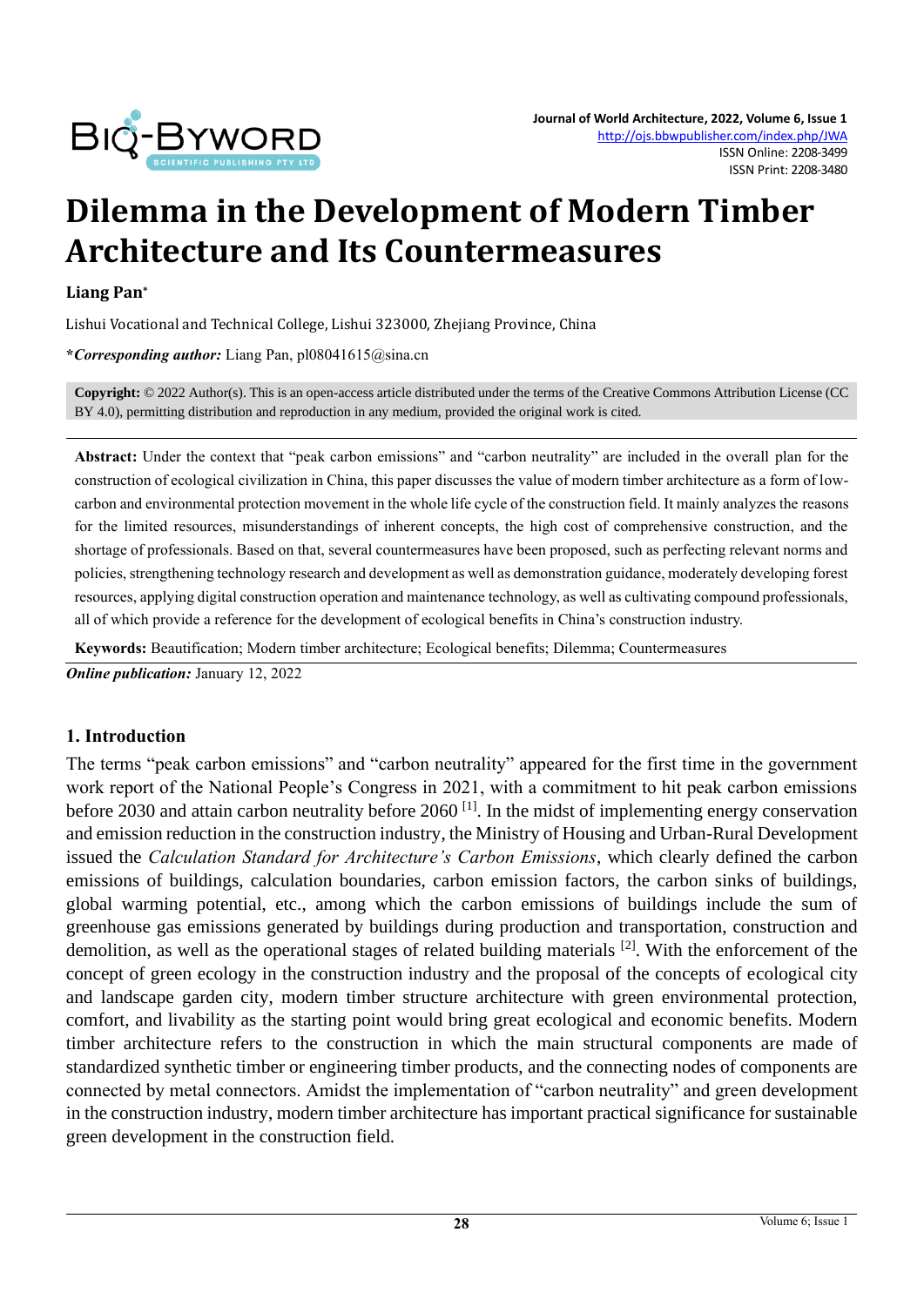# Dilemma in the Development of Modern Timber Architecture and Its Countermeasures

**Liang Pan***

Lishui Vocational and Technical College, Lishui 323000, Zhejiang Province, China

***Corresponding author:** Liang Pan, pl08041615@sina.cn

**Copyright:** © 2022 Author(s). This is an open-access article distributed under the terms of the Creative Commons Attribution License (CC BY 4.0), permitting distribution and reproduction in any medium, provided the original work is cited.

**Abstract:** Under the context that "peak carbon emissions" and "carbon neutrality" are included in the overall plan for the construction of ecological civilization in China, this paper discusses the value of modern timber architecture as a form of low-carbon and environmental protection movement in the whole life cycle of the construction field. It mainly analyzes the reasons for the limited resources, misunderstandings of inherent concepts, the high cost of comprehensive construction, and the shortage of professionals. Based on that, several countermeasures have been proposed, such as perfecting relevant norms and policies, strengthening technology research and development as well as demonstration guidance, moderately developing forest resources, applying digital construction operation and maintenance technology, as well as cultivating compound professionals, all of which provide a reference for the development of ecological benefits in China's construction industry.

**Keywords:** Beautification; Modern timber architecture; Ecological benefits; Dilemma; Countermeasures

***Online publication:*** January 12, 2022

## 1. Introduction

The terms "peak carbon emissions" and "carbon neutrality" appeared for the first time in the government work report of the National People's Congress in 2021, with a commitment to hit peak carbon emissions before 2030 and attain carbon neutrality before 2060 [1]. In the midst of implementing energy conservation and emission reduction in the construction industry, the Ministry of Housing and Urban-Rural Development issued the *Calculation Standard for Architecture's Carbon Emissions*, which clearly defined the carbon emissions of buildings, calculation boundaries, carbon emission factors, the carbon sinks of buildings, global warming potential, etc., among which the carbon emissions of buildings include the sum of greenhouse gas emissions generated by buildings during production and transportation, construction and demolition, as well as the operational stages of related building materials [2]. With the enforcement of the concept of green ecology in the construction industry and the proposal of the concepts of ecological city and landscape garden city, modern timber structure architecture with green environmental protection, comfort, and livability as the starting point would bring great ecological and economic benefits. Modern timber architecture refers to the construction in which the main structural components are made of standardized synthetic timber or engineering timber products, and the connecting nodes of components are connected by metal connectors. Amidst the implementation of "carbon neutrality" and green development in the construction industry, modern timber architecture has important practical significance for sustainable green development in the construction field.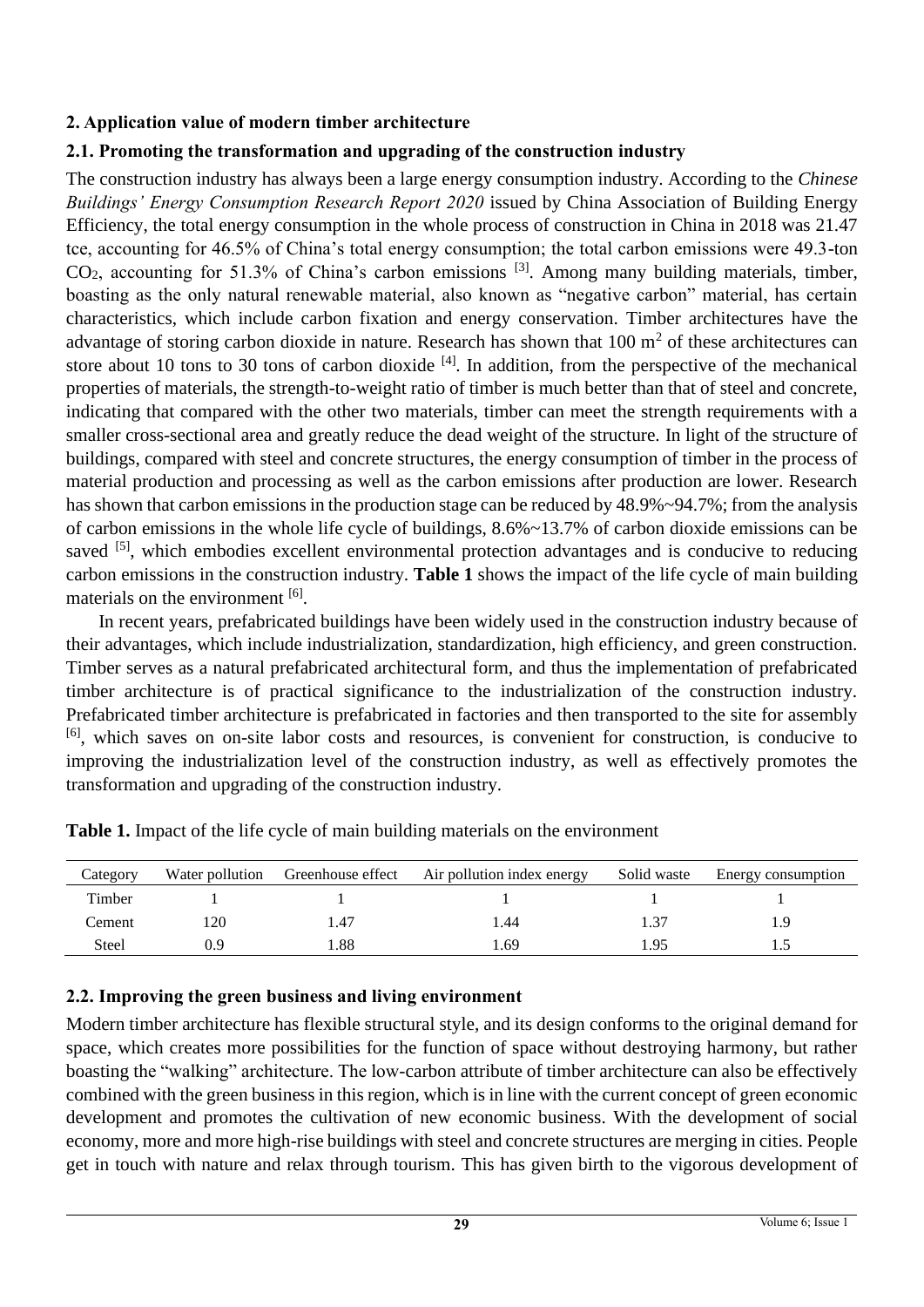## 2. Application value of modern timber architecture

### 2.1. Promoting the transformation and upgrading of the construction industry

The construction industry has always been a large energy consumption industry. According to the *Chinese Buildings' Energy Consumption Research Report 2020* issued by China Association of Building Energy Efficiency, the total energy consumption in the whole process of construction in China in 2018 was 21.47 tce, accounting for 46.5% of China's total energy consumption; the total carbon emissions were 49.3-ton $CO_2$, accounting for 51.3% of China's carbon emissions [3]. Among many building materials, timber, boasting as the only natural renewable material, also known as "negative carbon" material, has certain characteristics, which include carbon fixation and energy conservation. Timber architectures have the advantage of storing carbon dioxide in nature. Research has shown that 100 $m^2$ of these architectures can store about 10 tons to 30 tons of carbon dioxide [4]. In addition, from the perspective of the mechanical properties of materials, the strength-to-weight ratio of timber is much better than that of steel and concrete, indicating that compared with the other two materials, timber can meet the strength requirements with a smaller cross-sectional area and greatly reduce the dead weight of the structure. In light of the structure of buildings, compared with steel and concrete structures, the energy consumption of timber in the process of material production and processing as well as the carbon emissions after production are lower. Research has shown that carbon emissions in the production stage can be reduced by 48.9%~94.7%; from the analysis of carbon emissions in the whole life cycle of buildings, 8.6%~13.7% of carbon dioxide emissions can be saved [5], which embodies excellent environmental protection advantages and is conducive to reducing carbon emissions in the construction industry. **Table 1** shows the impact of the life cycle of main building materials on the environment [6].

In recent years, prefabricated buildings have been widely used in the construction industry because of their advantages, which include industrialization, standardization, high efficiency, and green construction. Timber serves as a natural prefabricated architectural form, and thus the implementation of prefabricated timber architecture is of practical significance to the industrialization of the construction industry. Prefabricated timber architecture is prefabricated in factories and then transported to the site for assembly [6], which saves on on-site labor costs and resources, is convenient for construction, is conducive to improving the industrialization level of the construction industry, as well as effectively promotes the transformation and upgrading of the construction industry.

**Table 1.** Impact of the life cycle of main building materials on the environment

| Category | Water pollution | Greenhouse effect | Air pollution index energy | Solid waste | Energy consumption |
|---|---|---|---|---|---|
| Timber | 1 | 1 | 1 | 1 | 1 |
| Cement | 120 | 1.47 | 1.44 | 1.37 | 1.9 |
| Steel | 0.9 | 1.88 | 1.69 | 1.95 | 1.5 |

### 2.2. Improving the green business and living environment

Modern timber architecture has flexible structural style, and its design conforms to the original demand for space, which creates more possibilities for the function of space without destroying harmony, but rather boasting the "walking" architecture. The low-carbon attribute of timber architecture can also be effectively combined with the green business in this region, which is in line with the current concept of green economic development and promotes the cultivation of new economic business. With the development of social economy, more and more high-rise buildings with steel and concrete structures are merging in cities. People get in touch with nature and relax through tourism. This has given birth to the vigorous development of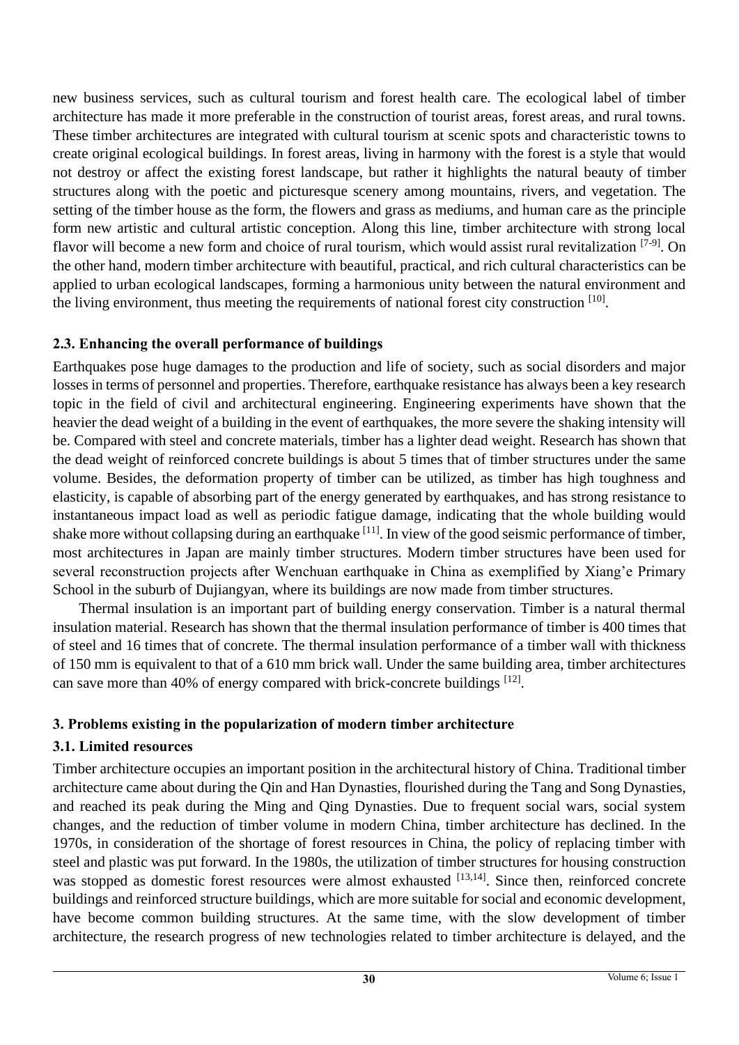new business services, such as cultural tourism and forest health care. The ecological label of timber architecture has made it more preferable in the construction of tourist areas, forest areas, and rural towns. These timber architectures are integrated with cultural tourism at scenic spots and characteristic towns to create original ecological buildings. In forest areas, living in harmony with the forest is a style that would not destroy or affect the existing forest landscape, but rather it highlights the natural beauty of timber structures along with the poetic and picturesque scenery among mountains, rivers, and vegetation. The setting of the timber house as the form, the flowers and grass as mediums, and human care as the principle form new artistic and cultural artistic conception. Along this line, timber architecture with strong local flavor will become a new form and choice of rural tourism, which would assist rural revitalization [7-9]. On the other hand, modern timber architecture with beautiful, practical, and rich cultural characteristics can be applied to urban ecological landscapes, forming a harmonious unity between the natural environment and the living environment, thus meeting the requirements of national forest city construction [10].

### 2.3. Enhancing the overall performance of buildings

Earthquakes pose huge damages to the production and life of society, such as social disorders and major losses in terms of personnel and properties. Therefore, earthquake resistance has always been a key research topic in the field of civil and architectural engineering. Engineering experiments have shown that the heavier the dead weight of a building in the event of earthquakes, the more severe the shaking intensity will be. Compared with steel and concrete materials, timber has a lighter dead weight. Research has shown that the dead weight of reinforced concrete buildings is about 5 times that of timber structures under the same volume. Besides, the deformation property of timber can be utilized, as timber has high toughness and elasticity, is capable of absorbing part of the energy generated by earthquakes, and has strong resistance to instantaneous impact load as well as periodic fatigue damage, indicating that the whole building would shake more without collapsing during an earthquake [11]. In view of the good seismic performance of timber, most architectures in Japan are mainly timber structures. Modern timber structures have been used for several reconstruction projects after Wenchuan earthquake in China as exemplified by Xiang'e Primary School in the suburb of Dujiangyan, where its buildings are now made from timber structures.

Thermal insulation is an important part of building energy conservation. Timber is a natural thermal insulation material. Research has shown that the thermal insulation performance of timber is 400 times that of steel and 16 times that of concrete. The thermal insulation performance of a timber wall with thickness of 150 mm is equivalent to that of a 610 mm brick wall. Under the same building area, timber architectures can save more than 40% of energy compared with brick-concrete buildings [12].

## 3. Problems existing in the popularization of modern timber architecture

### 3.1. Limited resources

Timber architecture occupies an important position in the architectural history of China. Traditional timber architecture came about during the Qin and Han Dynasties, flourished during the Tang and Song Dynasties, and reached its peak during the Ming and Qing Dynasties. Due to frequent social wars, social system changes, and the reduction of timber volume in modern China, timber architecture has declined. In the 1970s, in consideration of the shortage of forest resources in China, the policy of replacing timber with steel and plastic was put forward. In the 1980s, the utilization of timber structures for housing construction was stopped as domestic forest resources were almost exhausted [13,14]. Since then, reinforced concrete buildings and reinforced structure buildings, which are more suitable for social and economic development, have become common building structures. At the same time, with the slow development of timber architecture, the research progress of new technologies related to timber architecture is delayed, and the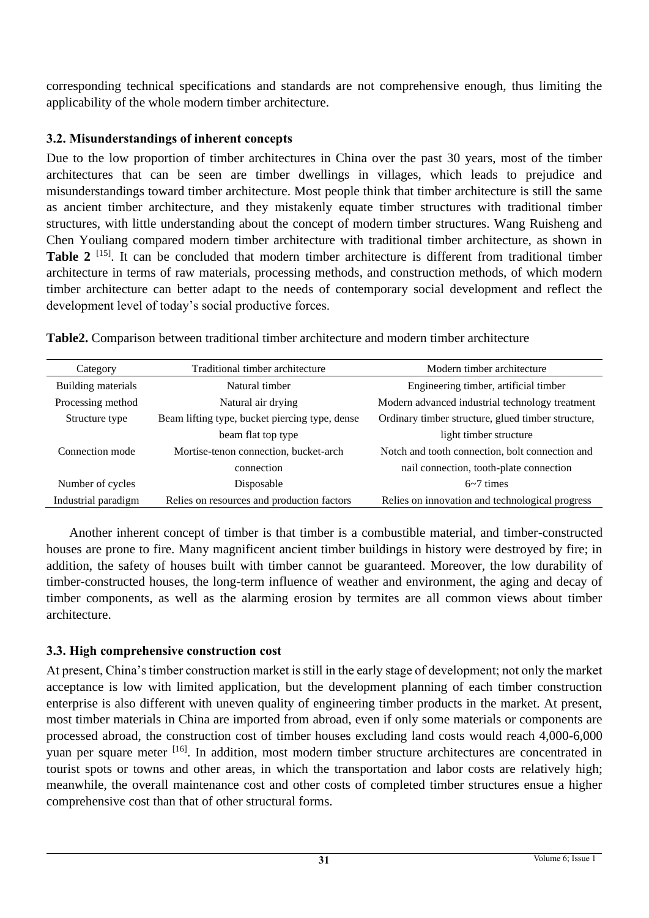corresponding technical specifications and standards are not comprehensive enough, thus limiting the applicability of the whole modern timber architecture.

### 3.2. Misunderstandings of inherent concepts

Due to the low proportion of timber architectures in China over the past 30 years, most of the timber architectures that can be seen are timber dwellings in villages, which leads to prejudice and misunderstandings toward timber architecture. Most people think that timber architecture is still the same as ancient timber architecture, and they mistakenly equate timber structures with traditional timber structures, with little understanding about the concept of modern timber structures. Wang Ruisheng and Chen Youliang compared modern timber architecture with traditional timber architecture, as shown in **Table 2** [15]. It can be concluded that modern timber architecture is different from traditional timber architecture in terms of raw materials, processing methods, and construction methods, of which modern timber architecture can better adapt to the needs of contemporary social development and reflect the development level of today's social productive forces.

**Table2.** Comparison between traditional timber architecture and modern timber architecture

| Category | Traditional timber architecture | Modern timber architecture |
|---|---|---|
| Building materials | Natural timber | Engineering timber, artificial timber |
| Processing method | Natural air drying | Modern advanced industrial technology treatment |
| Structure type | Beam lifting type, bucket piercing type, dense beam flat top type | Ordinary timber structure, glued timber structure, light timber structure |
| Connection mode | Mortise-tenon connection, bucket-arch connection | Notch and tooth connection, bolt connection and nail connection, tooth-plate connection |
| Number of cycles | Disposable | 6~7 times |
| Industrial paradigm | Relies on resources and production factors | Relies on innovation and technological progress |

Another inherent concept of timber is that timber is a combustible material, and timber-constructed houses are prone to fire. Many magnificent ancient timber buildings in history were destroyed by fire; in addition, the safety of houses built with timber cannot be guaranteed. Moreover, the low durability of timber-constructed houses, the long-term influence of weather and environment, the aging and decay of timber components, as well as the alarming erosion by termites are all common views about timber architecture.

### 3.3. High comprehensive construction cost

At present, China's timber construction market is still in the early stage of development; not only the market acceptance is low with limited application, but the development planning of each timber construction enterprise is also different with uneven quality of engineering timber products in the market. At present, most timber materials in China are imported from abroad, even if only some materials or components are processed abroad, the construction cost of timber houses excluding land costs would reach 4,000-6,000 yuan per square meter [16]. In addition, most modern timber structure architectures are concentrated in tourist spots or towns and other areas, in which the transportation and labor costs are relatively high; meanwhile, the overall maintenance cost and other costs of completed timber structures ensue a higher comprehensive cost than that of other structural forms.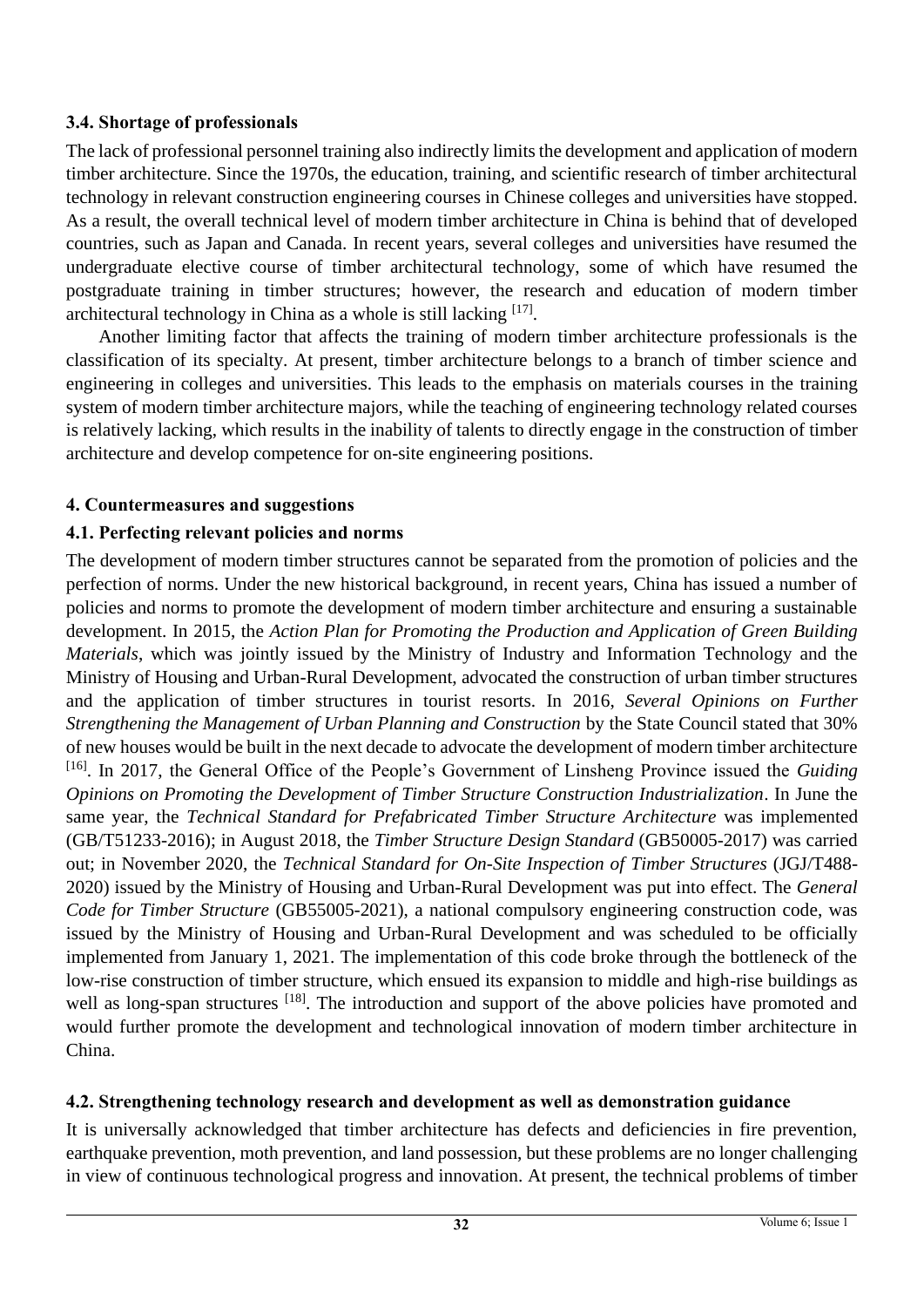### 3.4. Shortage of professionals

The lack of professional personnel training also indirectly limits the development and application of modern timber architecture. Since the 1970s, the education, training, and scientific research of timber architectural technology in relevant construction engineering courses in Chinese colleges and universities have stopped. As a result, the overall technical level of modern timber architecture in China is behind that of developed countries, such as Japan and Canada. In recent years, several colleges and universities have resumed the undergraduate elective course of timber architectural technology, some of which have resumed the postgraduate training in timber structures; however, the research and education of modern timber architectural technology in China as a whole is still lacking [17].

Another limiting factor that affects the training of modern timber architecture professionals is the classification of its specialty. At present, timber architecture belongs to a branch of timber science and engineering in colleges and universities. This leads to the emphasis on materials courses in the training system of modern timber architecture majors, while the teaching of engineering technology related courses is relatively lacking, which results in the inability of talents to directly engage in the construction of timber architecture and develop competence for on-site engineering positions.

## 4. Countermeasures and suggestions

### 4.1. Perfecting relevant policies and norms

The development of modern timber structures cannot be separated from the promotion of policies and the perfection of norms. Under the new historical background, in recent years, China has issued a number of policies and norms to promote the development of modern timber architecture and ensuring a sustainable development. In 2015, the *Action Plan for Promoting the Production and Application of Green Building Materials*, which was jointly issued by the Ministry of Industry and Information Technology and the Ministry of Housing and Urban-Rural Development, advocated the construction of urban timber structures and the application of timber structures in tourist resorts. In 2016, *Several Opinions on Further Strengthening the Management of Urban Planning and Construction* by the State Council stated that 30% of new houses would be built in the next decade to advocate the development of modern timber architecture [16]. In 2017, the General Office of the People's Government of Linsheng Province issued the *Guiding Opinions on Promoting the Development of Timber Structure Construction Industrialization*. In June the same year, the *Technical Standard for Prefabricated Timber Structure Architecture* was implemented (GB/T51233-2016); in August 2018, the *Timber Structure Design Standard* (GB50005-2017) was carried out; in November 2020, the *Technical Standard for On-Site Inspection of Timber Structures* (JGJ/T488-2020) issued by the Ministry of Housing and Urban-Rural Development was put into effect. The *General Code for Timber Structure* (GB55005-2021), a national compulsory engineering construction code, was issued by the Ministry of Housing and Urban-Rural Development and was scheduled to be officially implemented from January 1, 2021. The implementation of this code broke through the bottleneck of the low-rise construction of timber structure, which ensued its expansion to middle and high-rise buildings as well as long-span structures [18]. The introduction and support of the above policies have promoted and would further promote the development and technological innovation of modern timber architecture in China.

### 4.2. Strengthening technology research and development as well as demonstration guidance

It is universally acknowledged that timber architecture has defects and deficiencies in fire prevention, earthquake prevention, moth prevention, and land possession, but these problems are no longer challenging in view of continuous technological progress and innovation. At present, the technical problems of timber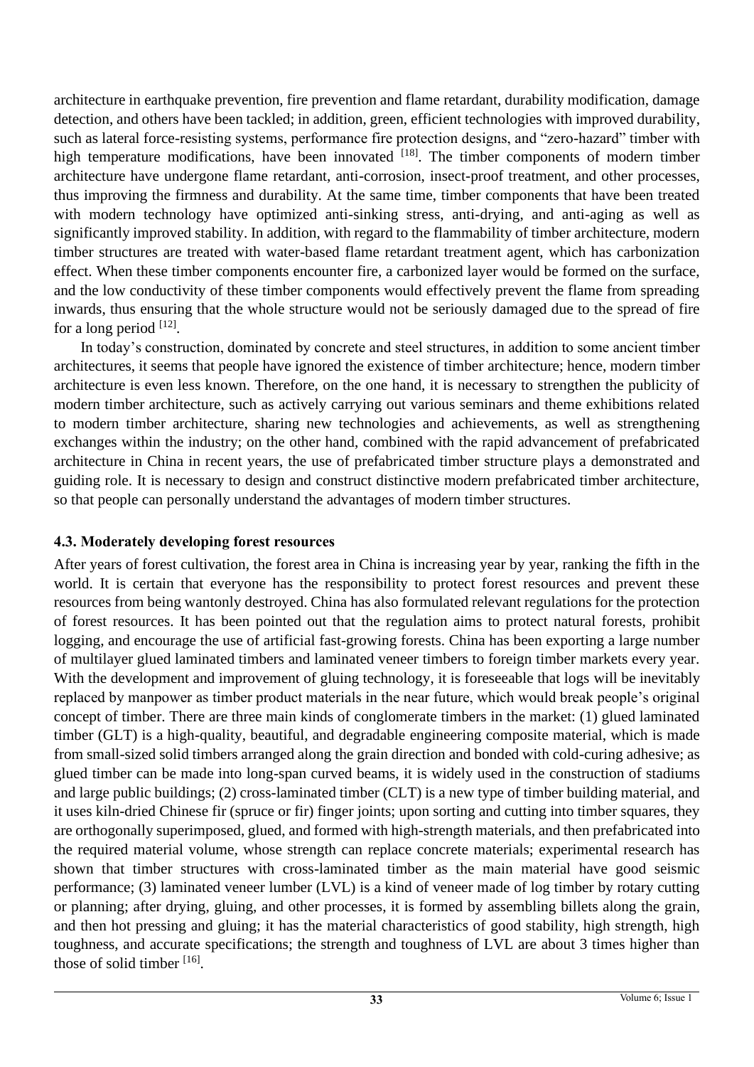architecture in earthquake prevention, fire prevention and flame retardant, durability modification, damage detection, and others have been tackled; in addition, green, efficient technologies with improved durability, such as lateral force-resisting systems, performance fire protection designs, and "zero-hazard" timber with high temperature modifications, have been innovated [18]. The timber components of modern timber architecture have undergone flame retardant, anti-corrosion, insect-proof treatment, and other processes, thus improving the firmness and durability. At the same time, timber components that have been treated with modern technology have optimized anti-sinking stress, anti-drying, and anti-aging as well as significantly improved stability. In addition, with regard to the flammability of timber architecture, modern timber structures are treated with water-based flame retardant treatment agent, which has carbonization effect. When these timber components encounter fire, a carbonized layer would be formed on the surface, and the low conductivity of these timber components would effectively prevent the flame from spreading inwards, thus ensuring that the whole structure would not be seriously damaged due to the spread of fire for a long period [12].

In today's construction, dominated by concrete and steel structures, in addition to some ancient timber architectures, it seems that people have ignored the existence of timber architecture; hence, modern timber architecture is even less known. Therefore, on the one hand, it is necessary to strengthen the publicity of modern timber architecture, such as actively carrying out various seminars and theme exhibitions related to modern timber architecture, sharing new technologies and achievements, as well as strengthening exchanges within the industry; on the other hand, combined with the rapid advancement of prefabricated architecture in China in recent years, the use of prefabricated timber structure plays a demonstrated and guiding role. It is necessary to design and construct distinctive modern prefabricated timber architecture, so that people can personally understand the advantages of modern timber structures.

### 4.3. Moderately developing forest resources

After years of forest cultivation, the forest area in China is increasing year by year, ranking the fifth in the world. It is certain that everyone has the responsibility to protect forest resources and prevent these resources from being wantonly destroyed. China has also formulated relevant regulations for the protection of forest resources. It has been pointed out that the regulation aims to protect natural forests, prohibit logging, and encourage the use of artificial fast-growing forests. China has been exporting a large number of multilayer glued laminated timbers and laminated veneer timbers to foreign timber markets every year. With the development and improvement of gluing technology, it is foreseeable that logs will be inevitably replaced by manpower as timber product materials in the near future, which would break people's original concept of timber. There are three main kinds of conglomerate timbers in the market: (1) glued laminated timber (GLT) is a high-quality, beautiful, and degradable engineering composite material, which is made from small-sized solid timbers arranged along the grain direction and bonded with cold-curing adhesive; as glued timber can be made into long-span curved beams, it is widely used in the construction of stadiums and large public buildings; (2) cross-laminated timber (CLT) is a new type of timber building material, and it uses kiln-dried Chinese fir (spruce or fir) finger joints; upon sorting and cutting into timber squares, they are orthogonally superimposed, glued, and formed with high-strength materials, and then prefabricated into the required material volume, whose strength can replace concrete materials; experimental research has shown that timber structures with cross-laminated timber as the main material have good seismic performance; (3) laminated veneer lumber (LVL) is a kind of veneer made of log timber by rotary cutting or planning; after drying, gluing, and other processes, it is formed by assembling billets along the grain, and then hot pressing and gluing; it has the material characteristics of good stability, high strength, high toughness, and accurate specifications; the strength and toughness of LVL are about 3 times higher than those of solid timber [16].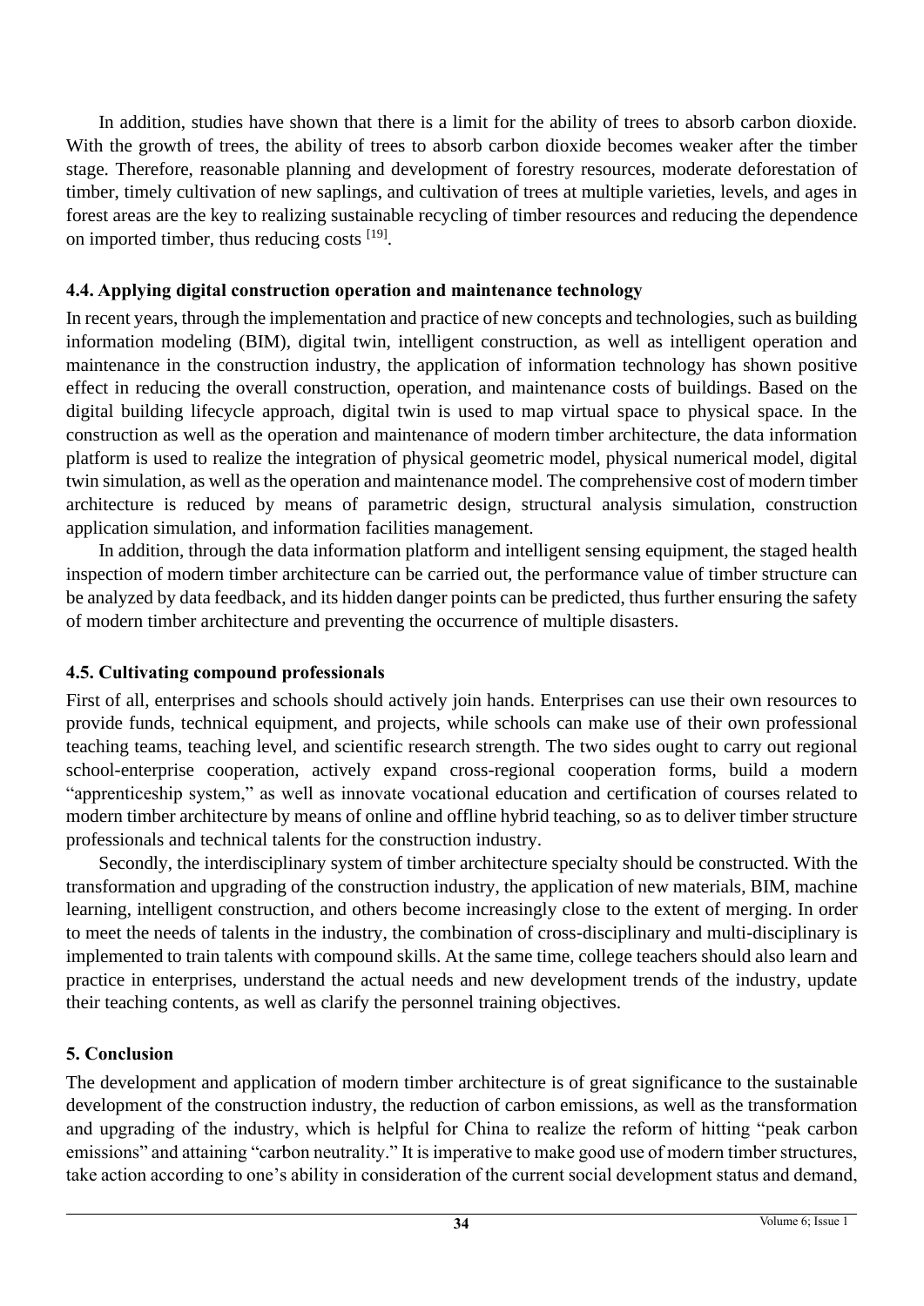In addition, studies have shown that there is a limit for the ability of trees to absorb carbon dioxide. With the growth of trees, the ability of trees to absorb carbon dioxide becomes weaker after the timber stage. Therefore, reasonable planning and development of forestry resources, moderate deforestation of timber, timely cultivation of new saplings, and cultivation of trees at multiple varieties, levels, and ages in forest areas are the key to realizing sustainable recycling of timber resources and reducing the dependence on imported timber, thus reducing costs [19].

### 4.4. Applying digital construction operation and maintenance technology

In recent years, through the implementation and practice of new concepts and technologies, such as building information modeling (BIM), digital twin, intelligent construction, as well as intelligent operation and maintenance in the construction industry, the application of information technology has shown positive effect in reducing the overall construction, operation, and maintenance costs of buildings. Based on the digital building lifecycle approach, digital twin is used to map virtual space to physical space. In the construction as well as the operation and maintenance of modern timber architecture, the data information platform is used to realize the integration of physical geometric model, physical numerical model, digital twin simulation, as well as the operation and maintenance model. The comprehensive cost of modern timber architecture is reduced by means of parametric design, structural analysis simulation, construction application simulation, and information facilities management.

In addition, through the data information platform and intelligent sensing equipment, the staged health inspection of modern timber architecture can be carried out, the performance value of timber structure can be analyzed by data feedback, and its hidden danger points can be predicted, thus further ensuring the safety of modern timber architecture and preventing the occurrence of multiple disasters.

### 4.5. Cultivating compound professionals

First of all, enterprises and schools should actively join hands. Enterprises can use their own resources to provide funds, technical equipment, and projects, while schools can make use of their own professional teaching teams, teaching level, and scientific research strength. The two sides ought to carry out regional school-enterprise cooperation, actively expand cross-regional cooperation forms, build a modern "apprenticeship system," as well as innovate vocational education and certification of courses related to modern timber architecture by means of online and offline hybrid teaching, so as to deliver timber structure professionals and technical talents for the construction industry.

Secondly, the interdisciplinary system of timber architecture specialty should be constructed. With the transformation and upgrading of the construction industry, the application of new materials, BIM, machine learning, intelligent construction, and others become increasingly close to the extent of merging. In order to meet the needs of talents in the industry, the combination of cross-disciplinary and multi-disciplinary is implemented to train talents with compound skills. At the same time, college teachers should also learn and practice in enterprises, understand the actual needs and new development trends of the industry, update their teaching contents, as well as clarify the personnel training objectives.

## 5. Conclusion

The development and application of modern timber architecture is of great significance to the sustainable development of the construction industry, the reduction of carbon emissions, as well as the transformation and upgrading of the industry, which is helpful for China to realize the reform of hitting "peak carbon emissions" and attaining "carbon neutrality." It is imperative to make good use of modern timber structures, take action according to one's ability in consideration of the current social development status and demand,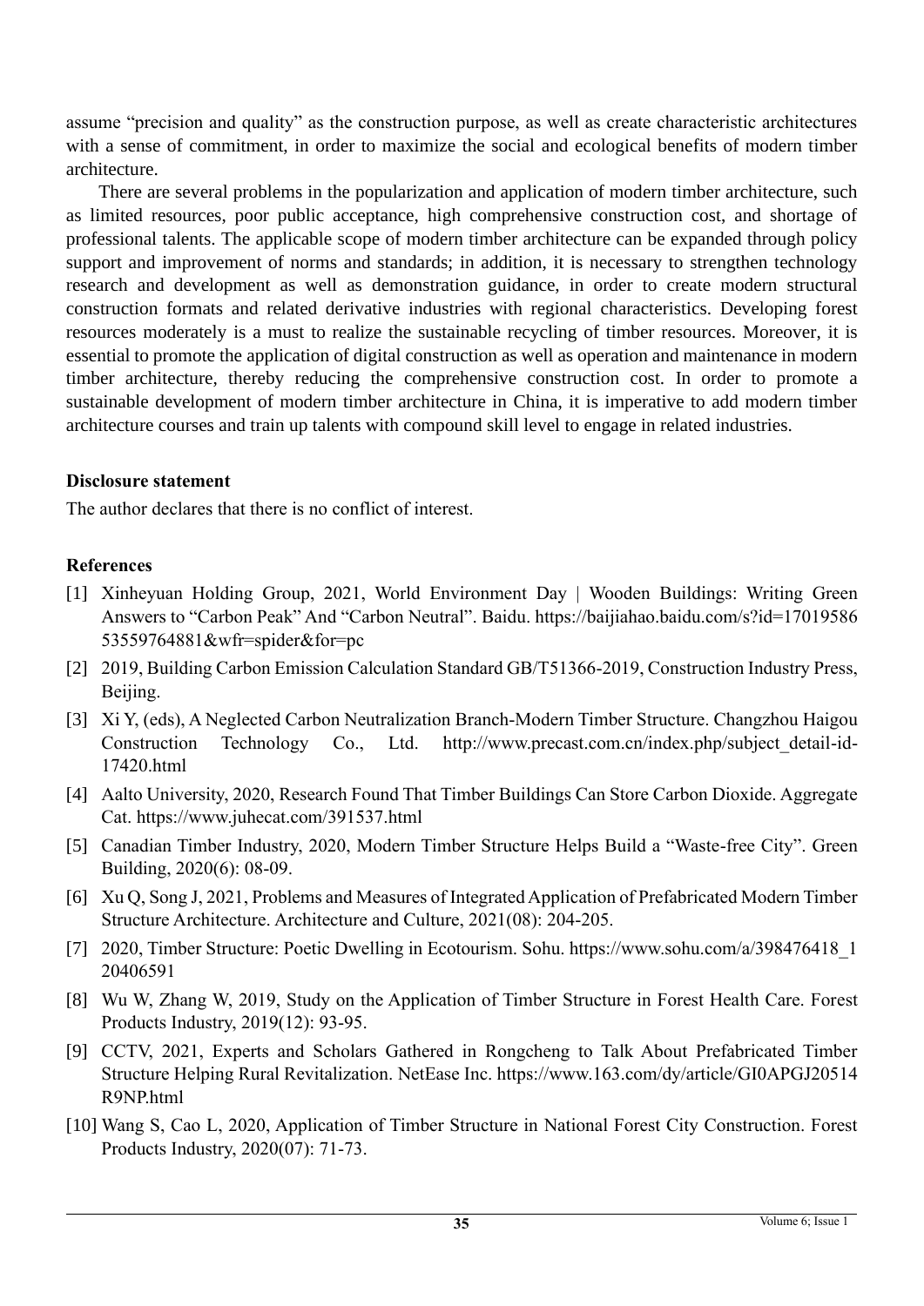assume "precision and quality" as the construction purpose, as well as create characteristic architectures with a sense of commitment, in order to maximize the social and ecological benefits of modern timber architecture.

There are several problems in the popularization and application of modern timber architecture, such as limited resources, poor public acceptance, high comprehensive construction cost, and shortage of professional talents. The applicable scope of modern timber architecture can be expanded through policy support and improvement of norms and standards; in addition, it is necessary to strengthen technology research and development as well as demonstration guidance, in order to create modern structural construction formats and related derivative industries with regional characteristics. Developing forest resources moderately is a must to realize the sustainable recycling of timber resources. Moreover, it is essential to promote the application of digital construction as well as operation and maintenance in modern timber architecture, thereby reducing the comprehensive construction cost. In order to promote a sustainable development of modern timber architecture in China, it is imperative to add modern timber architecture courses and train up talents with compound skill level to engage in related industries.

## Disclosure statement

The author declares that there is no conflict of interest.

## References

[1] Xinheyuan Holding Group, 2021, World Environment Day | Wooden Buildings: Writing Green Answers to "Carbon Peak" And "Carbon Neutral". Baidu. https://baijiahao.baidu.com/s?id=1701958653559764881&wfr=spider&for=pc

[2] 2019, Building Carbon Emission Calculation Standard GB/T51366-2019, Construction Industry Press, Beijing.

[3] Xi Y, (eds), A Neglected Carbon Neutralization Branch-Modern Timber Structure. Changzhou Haigou Construction Technology Co., Ltd. http://www.precast.com.cn/index.php/subject_detail-id-17420.html

[4] Aalto University, 2020, Research Found That Timber Buildings Can Store Carbon Dioxide. Aggregate Cat. https://www.juhecat.com/391537.html

[5] Canadian Timber Industry, 2020, Modern Timber Structure Helps Build a "Waste-free City". Green Building, 2020(6): 08-09.

[6] Xu Q, Song J, 2021, Problems and Measures of Integrated Application of Prefabricated Modern Timber Structure Architecture. Architecture and Culture, 2021(08): 204-205.

[7] 2020, Timber Structure: Poetic Dwelling in Ecotourism. Sohu. https://www.sohu.com/a/398476418_120406591

[8] Wu W, Zhang W, 2019, Study on the Application of Timber Structure in Forest Health Care. Forest Products Industry, 2019(12): 93-95.

[9] CCTV, 2021, Experts and Scholars Gathered in Rongcheng to Talk About Prefabricated Timber Structure Helping Rural Revitalization. NetEase Inc. https://www.163.com/dy/article/GI0APGJ20514R9NP.html

[10] Wang S, Cao L, 2020, Application of Timber Structure in National Forest City Construction. Forest Products Industry, 2020(07): 71-73.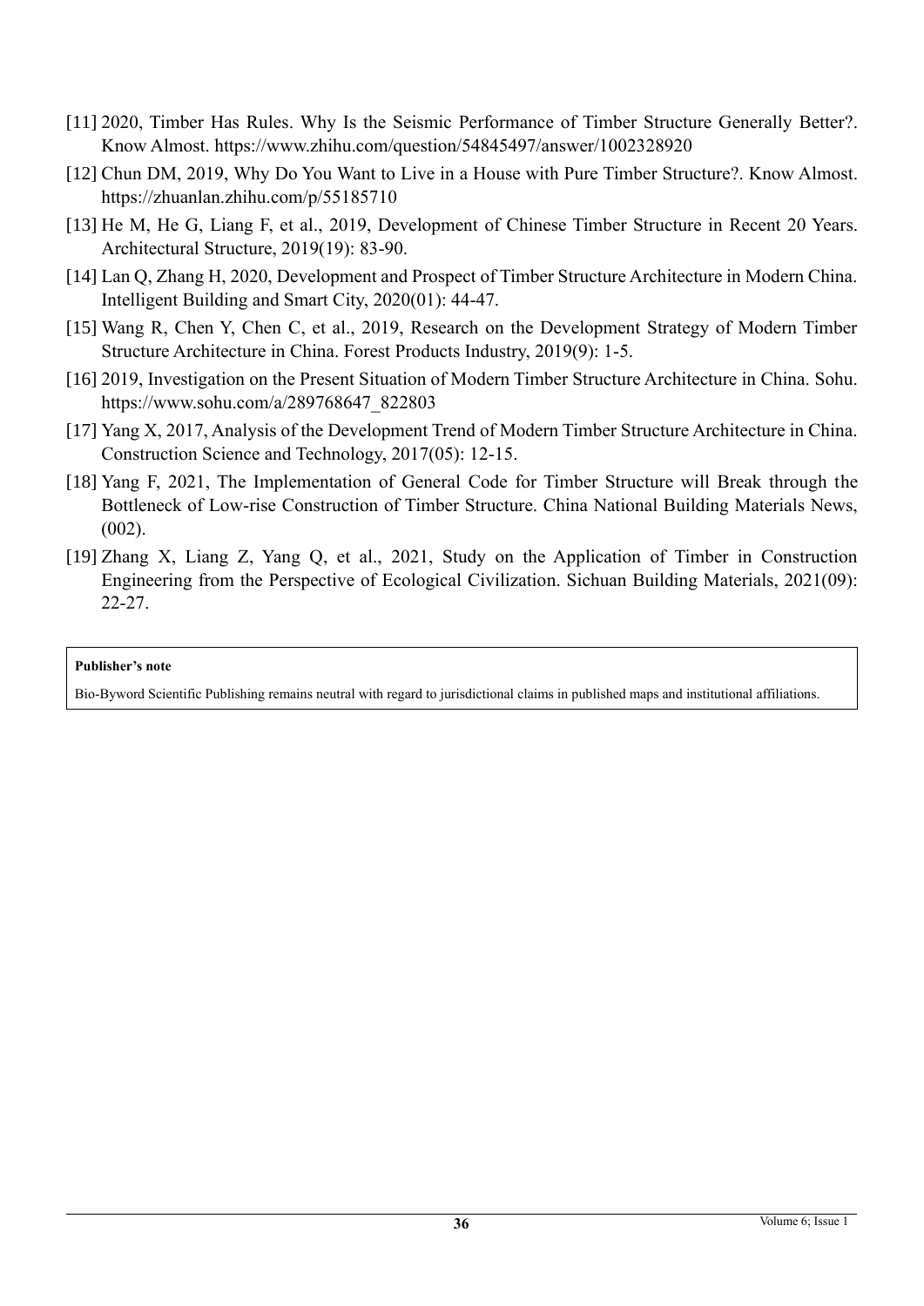[11] 2020, Timber Has Rules. Why Is the Seismic Performance of Timber Structure Generally Better?. Know Almost. https://www.zhihu.com/question/54845497/answer/1002328920

[12] Chun DM, 2019, Why Do You Want to Live in a House with Pure Timber Structure?. Know Almost. https://zhuanlan.zhihu.com/p/55185710

[13] He M, He G, Liang F, et al., 2019, Development of Chinese Timber Structure in Recent 20 Years. Architectural Structure, 2019(19): 83-90.

[14] Lan Q, Zhang H, 2020, Development and Prospect of Timber Structure Architecture in Modern China. Intelligent Building and Smart City, 2020(01): 44-47.

[15] Wang R, Chen Y, Chen C, et al., 2019, Research on the Development Strategy of Modern Timber Structure Architecture in China. Forest Products Industry, 2019(9): 1-5.

[16] 2019, Investigation on the Present Situation of Modern Timber Structure Architecture in China. Sohu. https://www.sohu.com/a/289768647_822803

[17] Yang X, 2017, Analysis of the Development Trend of Modern Timber Structure Architecture in China. Construction Science and Technology, 2017(05): 12-15.

[18] Yang F, 2021, The Implementation of General Code for Timber Structure will Break through the Bottleneck of Low-rise Construction of Timber Structure. China National Building Materials News, (002).

[19] Zhang X, Liang Z, Yang Q, et al., 2021, Study on the Application of Timber in Construction Engineering from the Perspective of Ecological Civilization. Sichuan Building Materials, 2021(09): 22-27.

**Publisher's note**

Bio-Byword Scientific Publishing remains neutral with regard to jurisdictional claims in published maps and institutional affiliations.